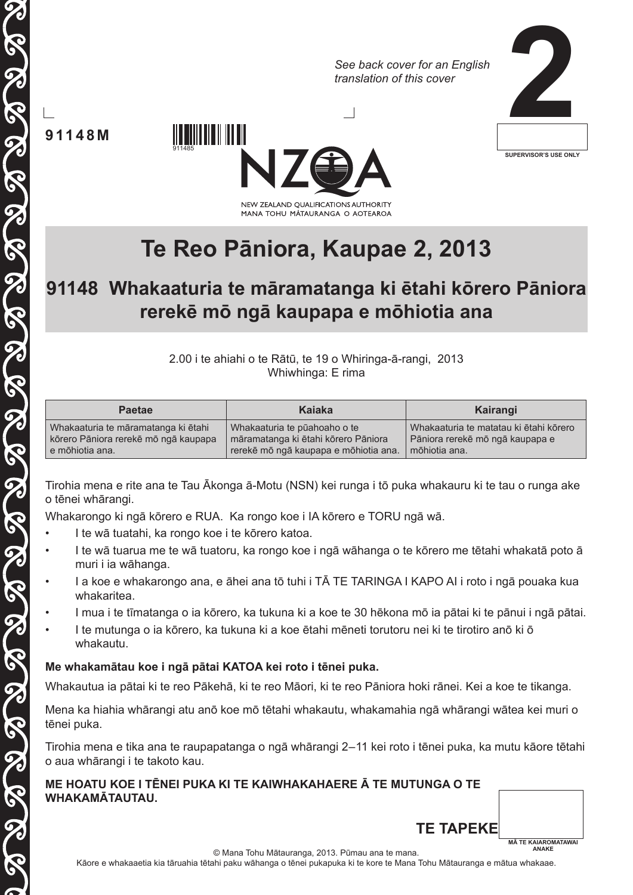*See back cover for an English translation of this cover*

**2**

SUPERVISOR'S USE ONLY

**91148M**

911485

NEW ZEALAND QUALIFICATIONS AUTHORITY
MANA TOHU MĀTAURANGA O AOTEAROA

# Te Reo Pāniora, Kaupae 2, 2013

## 91148 Whakaaturia te māramatanga ki ētahi kōrero Pāniora rerekē mō ngā kaupapa e mōhiotia ana

2.00 i te ahiahi o te Rātū, te 19 o Whiringa-ā-rangi, 2013
Whiwhinga: E rima

| Paetae | Kaiaka | Kairangi |
|---|---|---|
| Whakaaturia te māramatanga ki ētahi kōrero Pāniora rerekē mō ngā kaupapa e mōhiotia ana. | Whakaaturia te pūahoaho o te māramatanga ki ētahi kōrero Pāniora rerekē mō ngā kaupapa e mōhiotia ana. | Whakaaturia te matatau ki ētahi kōrero Pāniora rerekē mō ngā kaupapa e mōhiotia ana. |

Tirohia mena e rite ana te Tau Ākonga ā-Motu (NSN) kei runga i tō puka whakauru ki te tau o runga ake o tēnei whārangi.

Whakarongo ki ngā kōrero e RUA. Ka rongo koe i IA kōrero e TORU ngā wā.

- I te wā tuatahi, ka rongo koe i te kōrero katoa.
- I te wā tuarua me te wā tuatoru, ka rongo koe i ngā wāhanga o te kōrero me tētahi whakatā poto ā muri i ia wāhanga.
- I a koe e whakarongo ana, e āhei ana tō tuhi i TĀ TE TARINGA I KAPO AI i roto i ngā pouaka kua whakaritea.
- I mua i te tīmatanga o ia kōrero, ka tukuna ki a koe te 30 hēkona mō ia pātai ki te pānui i ngā pātai.
- I te mutunga o ia kōrero, ka tukuna ki a koe ētahi mēneti torutoru nei ki te tirotiro anō ki ō whakautu.

**Me whakamātau koe i ngā pātai KATOA kei roto i tēnei puka.**

Whakautua ia pātai ki te reo Pākehā, ki te reo Māori, ki te reo Pāniora hoki rānei. Kei a koe te tikanga.

Mena ka hiahia whārangi atu anō koe mō tētahi whakautu, whakamahia ngā whārangi wātea kei muri o tēnei puka.

Tirohia mena e tika ana te raupapatanga o ngā whārangi 2–11 kei roto i tēnei puka, ka mutu kāore tētahi o aua whārangi i te takoto kau.

**ME HOATU KOE I TĒNEI PUKA KI TE KAIWHAKAHAERE Ā TE MUTUNGA O TE WHAKAMĀTAUTAU.**

**TE TAPEKE**

MĀ TE KAIAROMATAWAI ANAKE

© Mana Tohu Mātauranga, 2013. Pūmau ana te mana.
Kāore e whakaaetia kia tāruahia tētahi paku wāhanga o tēnei pukapuka ki te kore te Mana Tohu Mātauranga e mātua whakaae.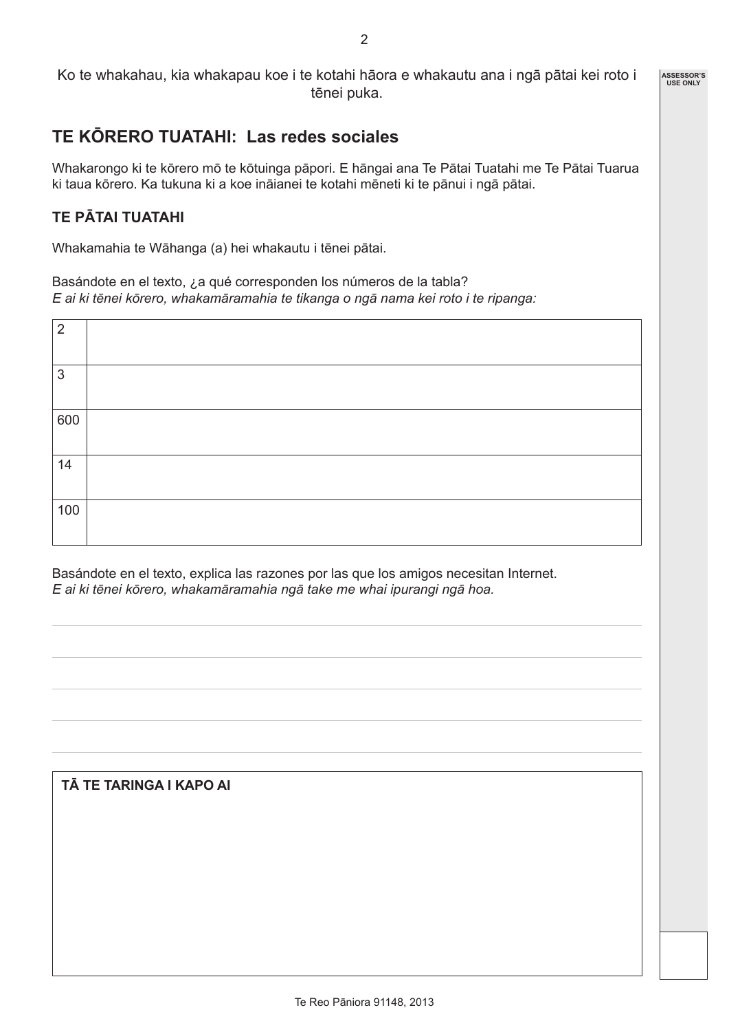Ko te whakahau, kia whakapau koe i te kotahi hāora e whakautu ana i ngā pātai kei roto i tēnei puka.

## TE KŌRERO TUATAHI: Las redes sociales

Whakarongo ki te kōrero mō te kōtuinga pāpori. E hāngai ana Te Pātai Tuatahi me Te Pātai Tuarua ki taua kōrero. Ka tukuna ki a koe ināianei te kotahi mēneti ki te pānui i ngā pātai.

### TE PĀTAI TUATAHI

Whakamahia te Wāhanga (a) hei whakautu i tēnei pātai.

Basándote en el texto, ¿a qué corresponden los números de la tabla?
*E ai ki tēnei kōrero, whakamāramahia te tikanga o ngā nama kei roto i te ripanga:*

| | |
|---|---|
| 2 | |
| 3 | |
| 600 | |
| 14 | |
| 100 | |

Basándote en el texto, explica las razones por las que los amigos necesitan Internet.
*E ai ki tēnei kōrero, whakamāramahia ngā take me whai ipurangi ngā hoa.*

**TĀ TE TARINGA I KAPO AI**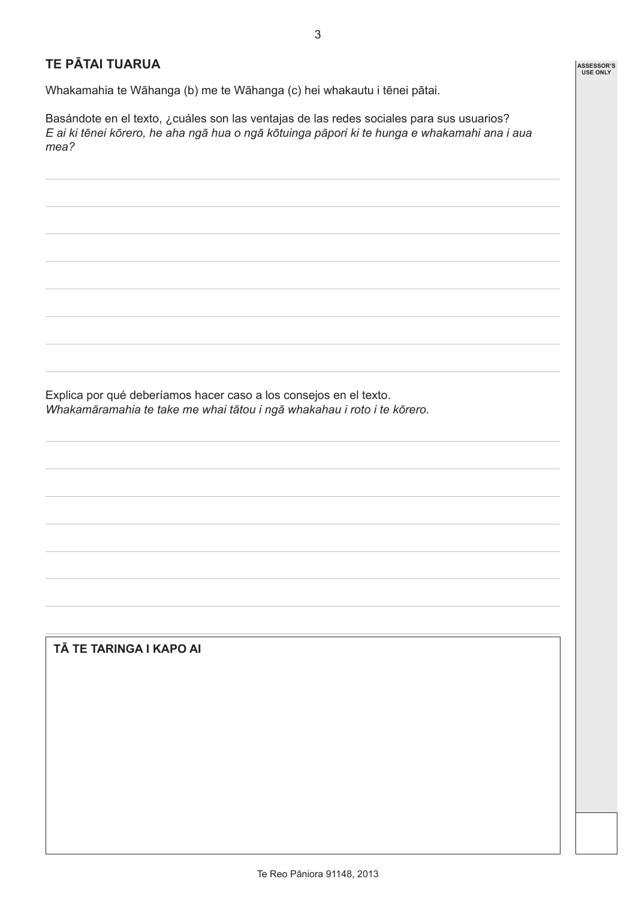## TE PĀTAI TUARUA

Whakamahia te Wāhanga (b) me te Wāhanga (c) hei whakautu i tēnei pātai.

Basándote en el texto, ¿cuáles son las ventajas de las redes sociales para sus usuarios?
*E ai ki tēnei kōrero, he aha ngā hua o ngā kōtuinga pāpori ki te hunga e whakamahi ana i aua mea?*

Explica por qué deberíamos hacer caso a los consejos en el texto.
*Whakamāramahia te take me whai tātou i ngā whakahau i roto i te kōrero.*

**TĀ TE TARINGA I KAPO AI**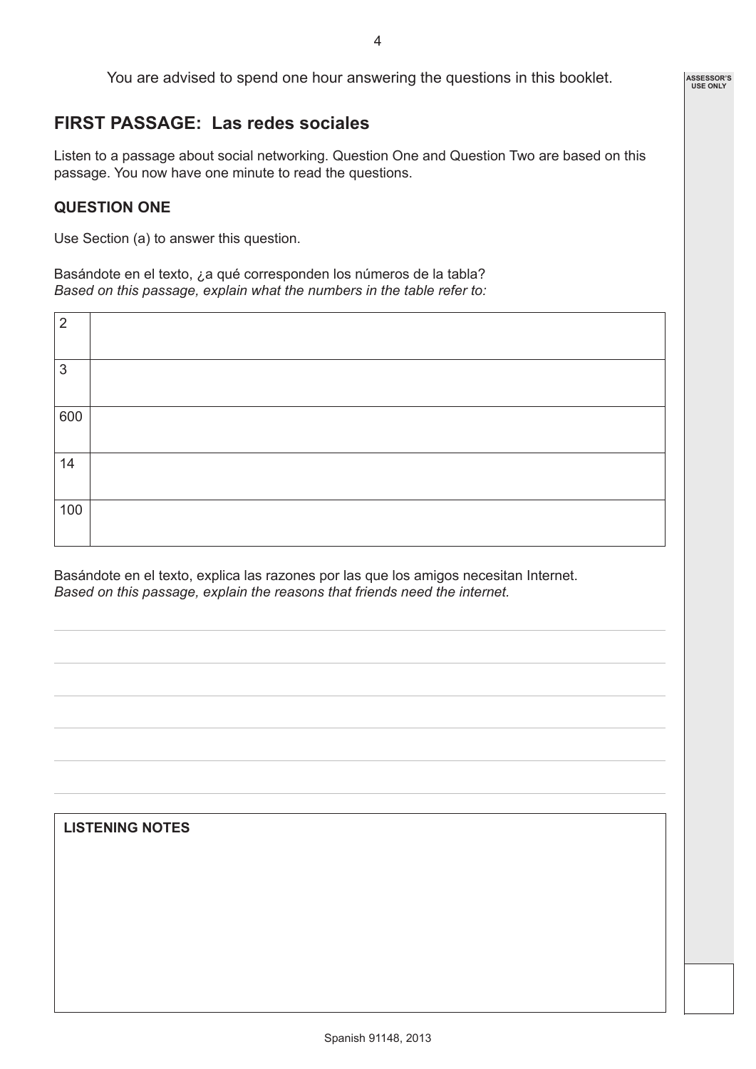You are advised to spend one hour answering the questions in this booklet.

## FIRST PASSAGE: Las redes sociales

Listen to a passage about social networking. Question One and Question Two are based on this passage. You now have one minute to read the questions.

### QUESTION ONE

Use Section (a) to answer this question.

Basándote en el texto, ¿a qué corresponden los números de la tabla?
*Based on this passage, explain what the numbers in the table refer to:*

| | |
|---|---|
| 2 | |
| 3 | |
| 600 | |
| 14 | |
| 100 | |

Basándote en el texto, explica las razones por las que los amigos necesitan Internet.
*Based on this passage, explain the reasons that friends need the internet.*

**LISTENING NOTES**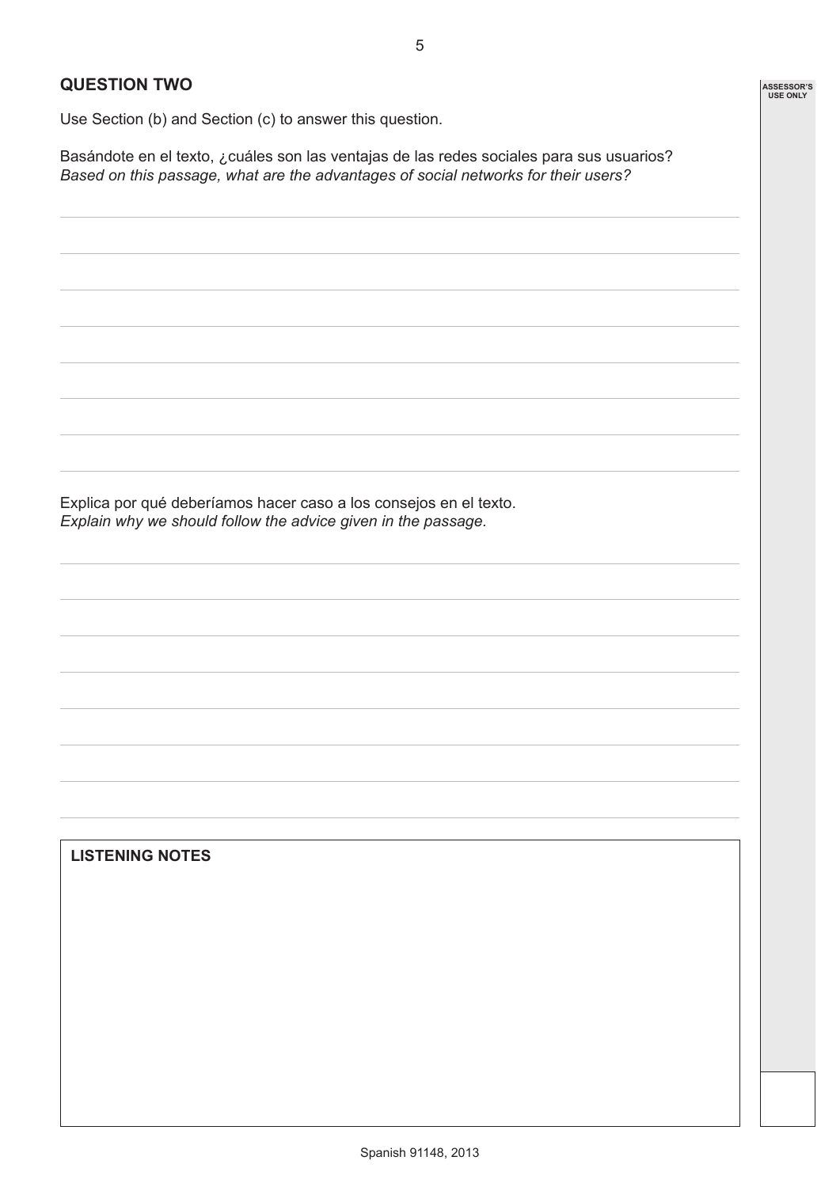## QUESTION TWO

Use Section (b) and Section (c) to answer this question.

Basándote en el texto, ¿cuáles son las ventajas de las redes sociales para sus usuarios?
*Based on this passage, what are the advantages of social networks for their users?*

Explica por qué deberíamos hacer caso a los consejos en el texto.
*Explain why we should follow the advice given in the passage.*

**LISTENING NOTES**

ASSESSOR'S USE ONLY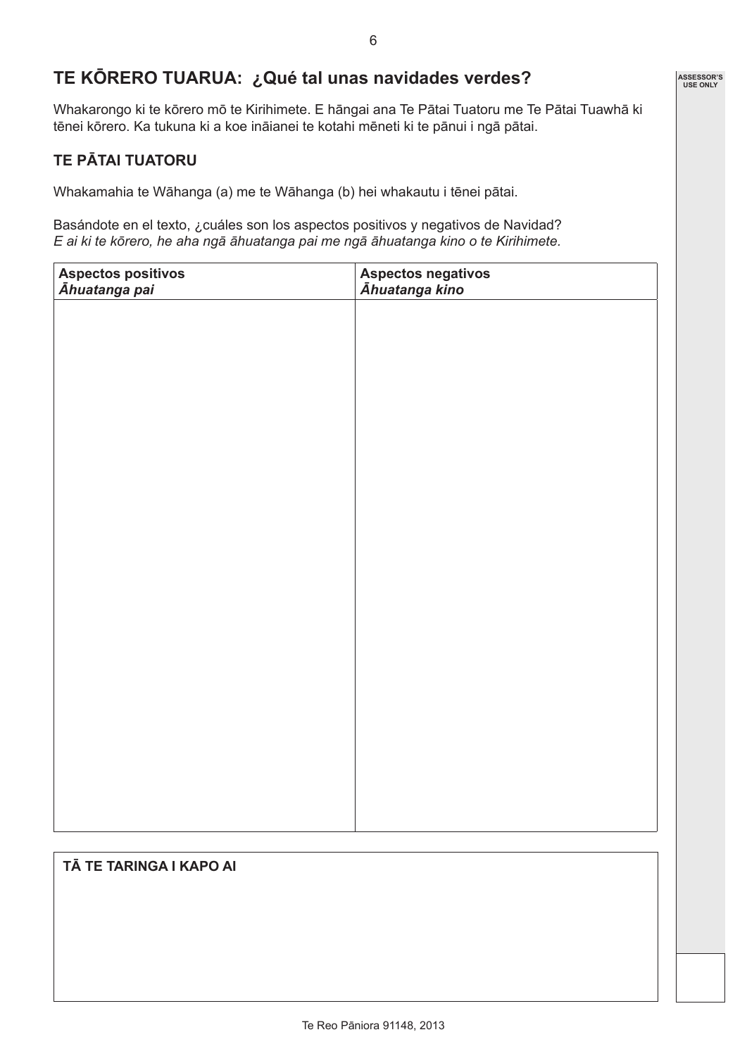## TE KŌRERO TUARUA: ¿Qué tal unas navidades verdes?

Whakarongo ki te kōrero mō te Kirihimete. E hāngai ana Te Pātai Tuatoru me Te Pātai Tuawhā ki tēnei kōrero. Ka tukuna ki a koe ināianei te kotahi mēneti ki te pānui i ngā pātai.

### TE PĀTAI TUATORU

Whakamahia te Wāhanga (a) me te Wāhanga (b) hei whakautu i tēnei pātai.

Basándote en el texto, ¿cuáles son los aspectos positivos y negativos de Navidad?
*E ai ki te kōrero, he aha ngā āhuatanga pai me ngā āhuatanga kino o te Kirihimete.*

| **Aspectos positivos** ***Āhuatanga pai*** | **Aspectos negativos** ***Āhuatanga kino*** |
|---|---|
| | |

**TĀ TE TARINGA I KAPO AI**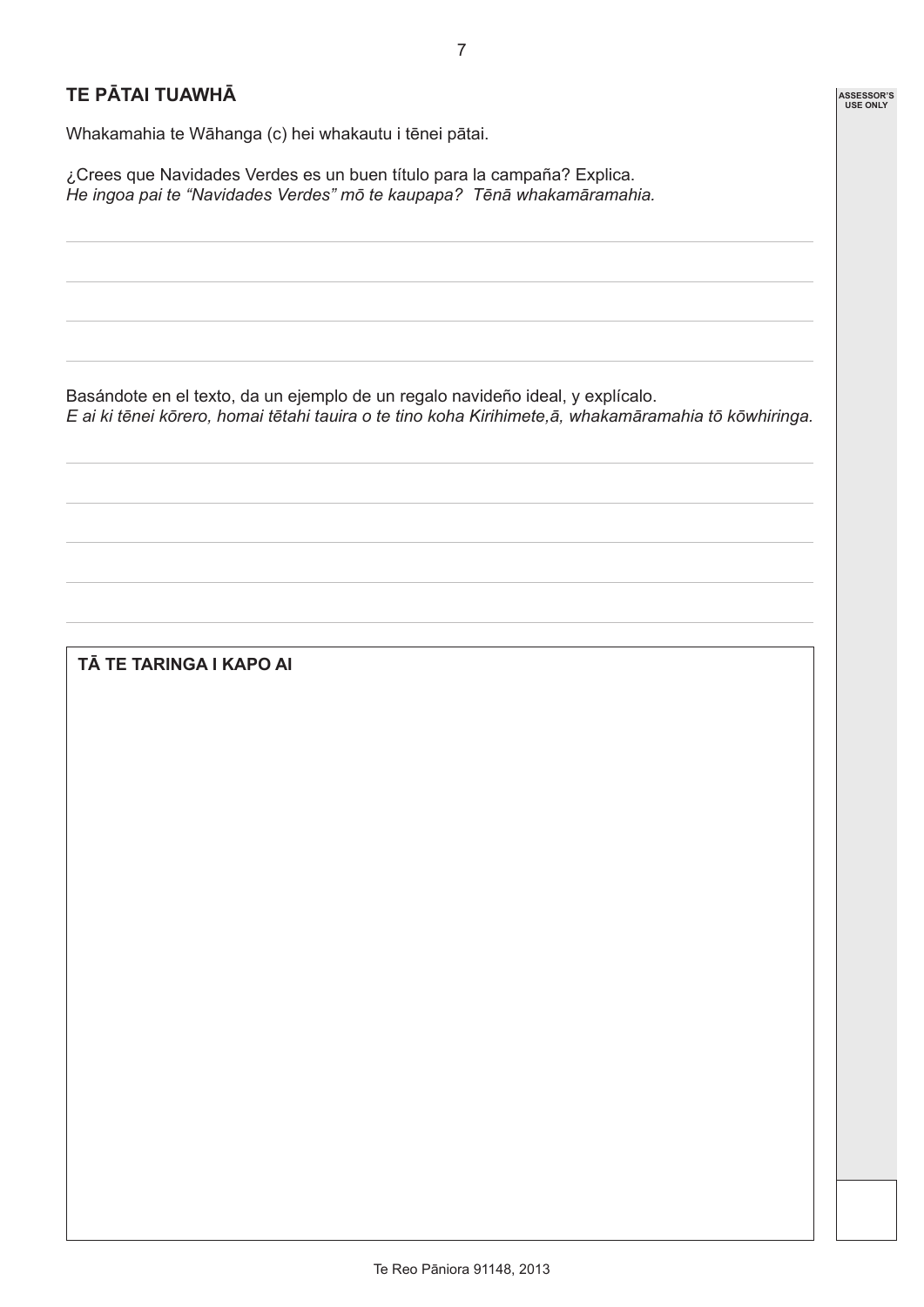## TE PĀTAI TUAWHĀ

Whakamahia te Wāhanga (c) hei whakautu i tēnei pātai.

¿Crees que Navidades Verdes es un buen título para la campaña? Explica.
*He ingoa pai te "Navidades Verdes" mō te kaupapa? Tēnā whakamāramahia.*

Basándote en el texto, da un ejemplo de un regalo navideño ideal, y explícalo.
*E ai ki tēnei kōrero, homai tētahi tauira o te tino koha Kirihimete,ā, whakamāramahia tō kōwhiringa.*

**TĀ TE TARINGA I KAPO AI**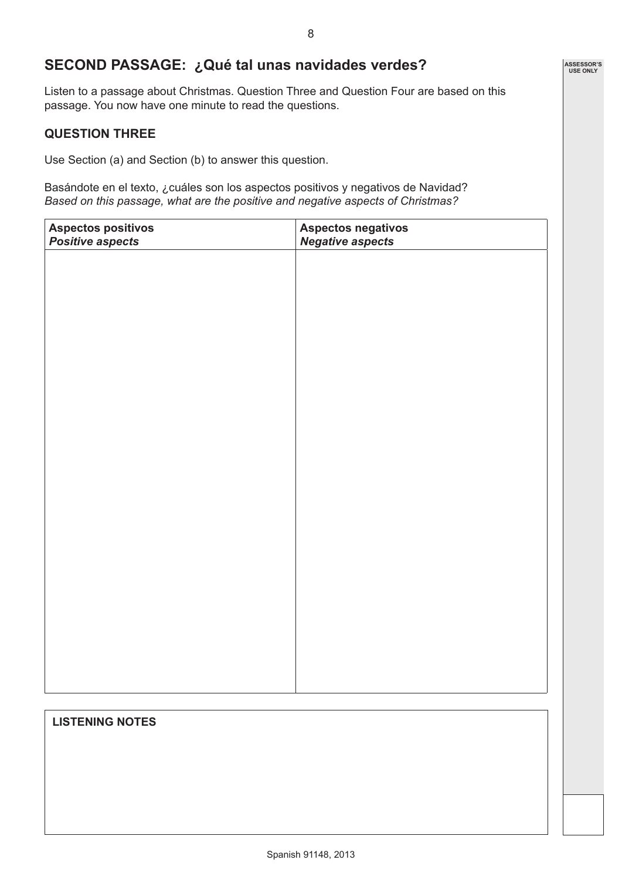## SECOND PASSAGE: ¿Qué tal unas navidades verdes?

Listen to a passage about Christmas. Question Three and Question Four are based on this passage. You now have one minute to read the questions.

### QUESTION THREE

Use Section (a) and Section (b) to answer this question.

Basándote en el texto, ¿cuáles son los aspectos positivos y negativos de Navidad?
*Based on this passage, what are the positive and negative aspects of Christmas?*

| **Aspectos positivos** ***Positive aspects*** | **Aspectos negativos** ***Negative aspects*** |
|---|---|
| | |

**LISTENING NOTES**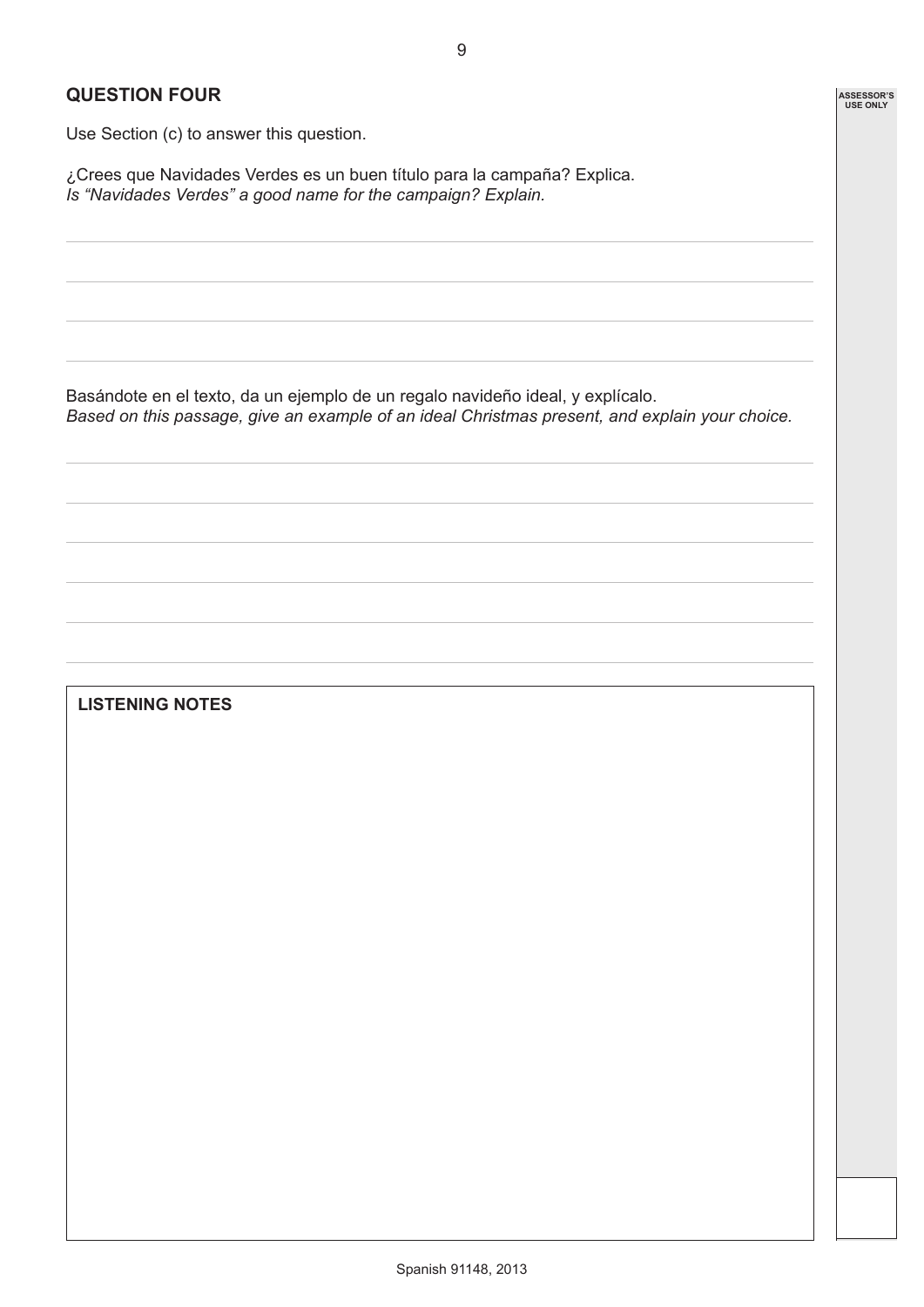## QUESTION FOUR

Use Section (c) to answer this question.

¿Crees que Navidades Verdes es un buen título para la campaña? Explica.
*Is "Navidades Verdes" a good name for the campaign? Explain.*

Basándote en el texto, da un ejemplo de un regalo navideño ideal, y explícalo.
*Based on this passage, give an example of an ideal Christmas present, and explain your choice.*

**LISTENING NOTES**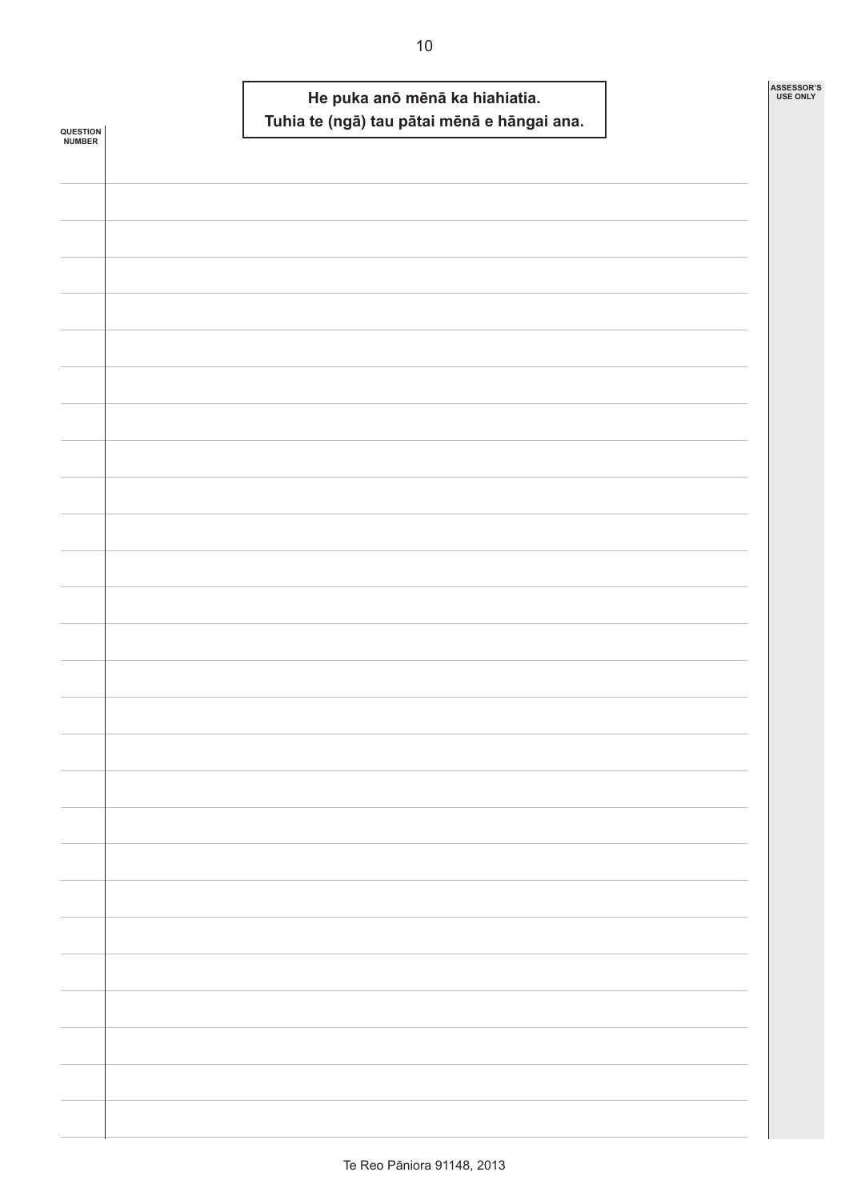**He puka anō mēnā ka hiahiatia.**
**Tuhia te (ngā) tau pātai mēnā e hāngai ana.**

QUESTION NUMBER

ASSESSOR'S USE ONLY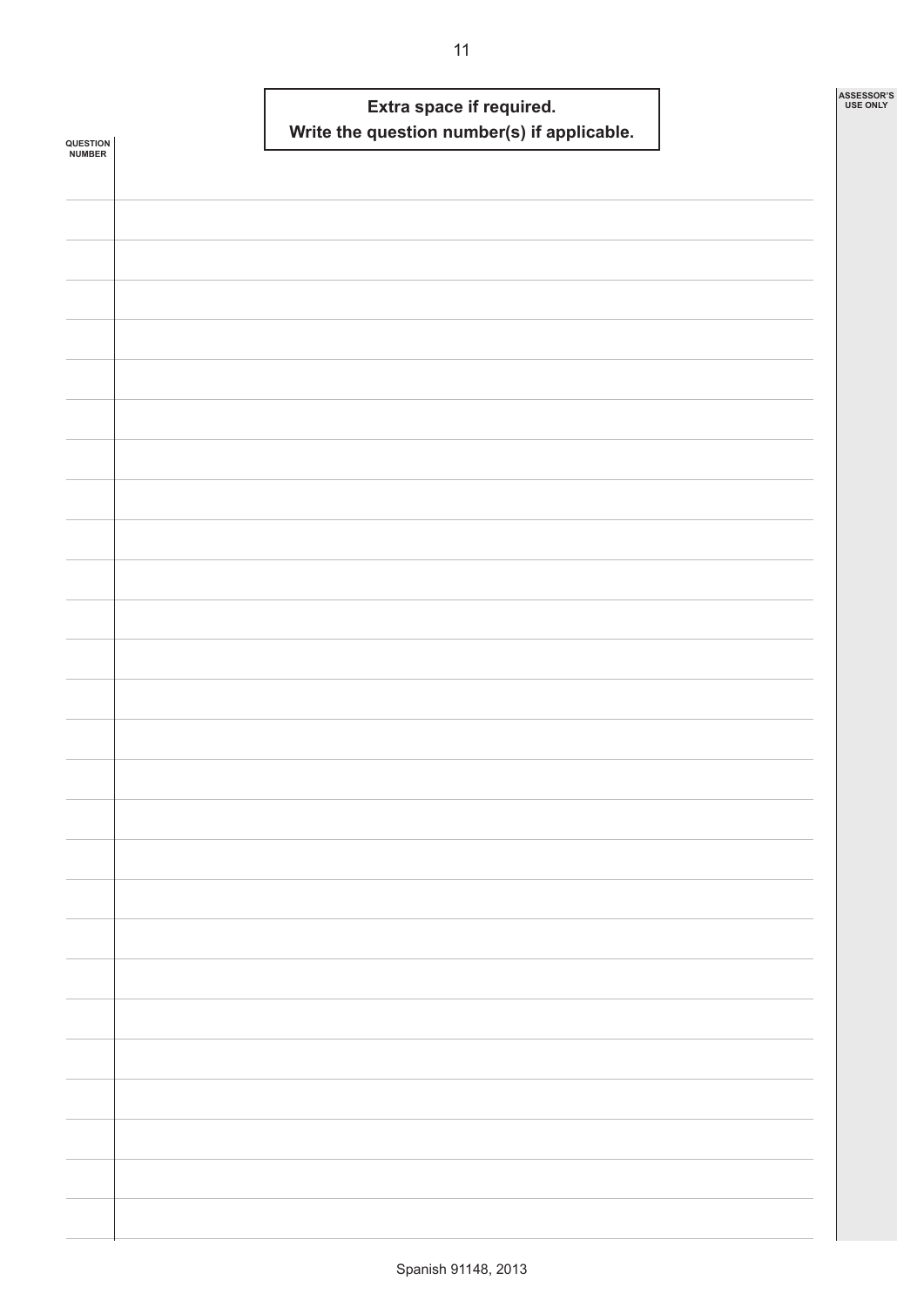**Extra space if required.**
**Write the question number(s) if applicable.**

QUESTION NUMBER

ASSESSOR'S USE ONLY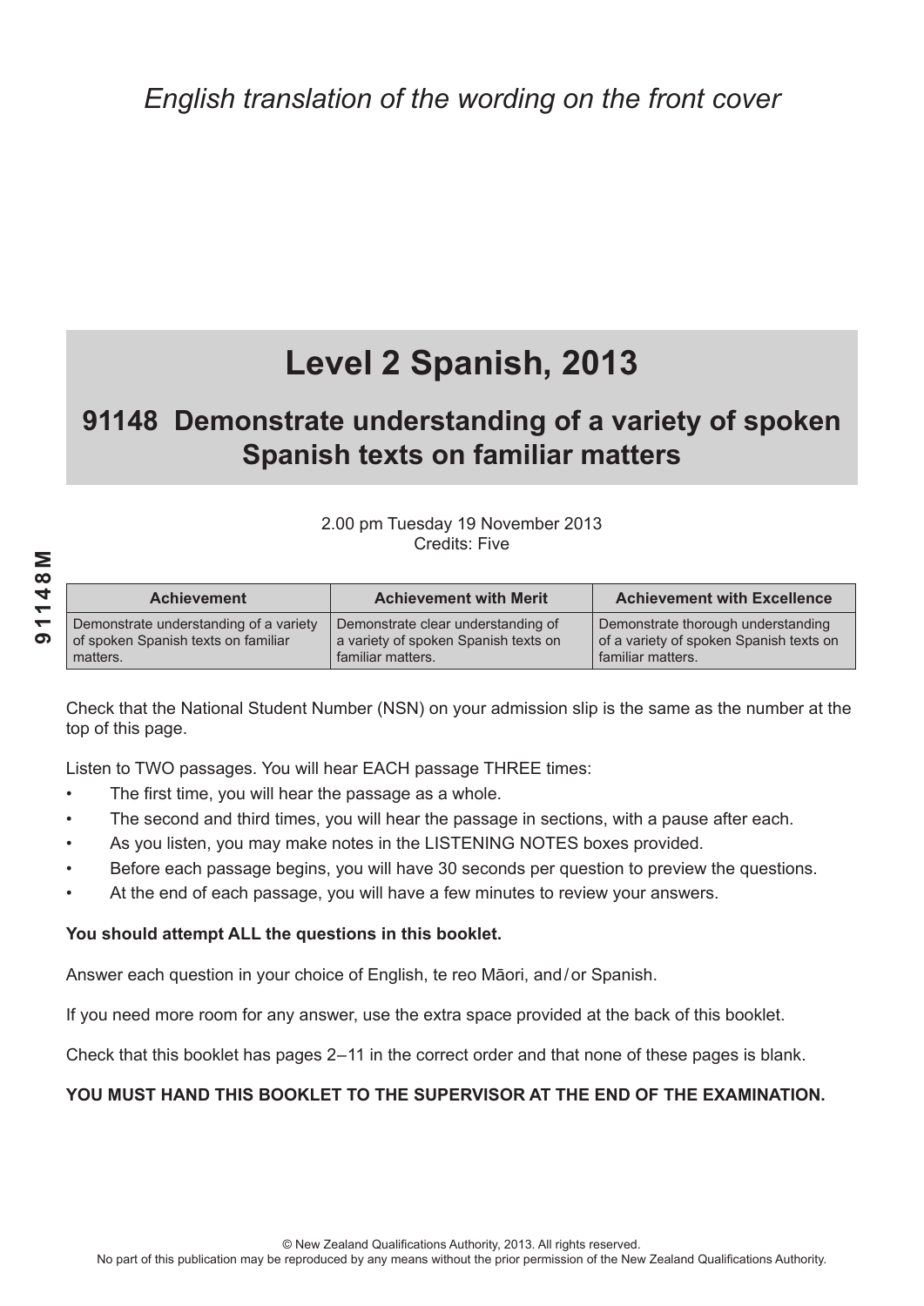*English translation of the wording on the front cover*

# Level 2 Spanish, 2013

## 91148 Demonstrate understanding of a variety of spoken Spanish texts on familiar matters

2.00 pm Tuesday 19 November 2013
Credits: Five

91148M

| Achievement | Achievement with Merit | Achievement with Excellence |
|---|---|---|
| Demonstrate understanding of a variety of spoken Spanish texts on familiar matters. | Demonstrate clear understanding of a variety of spoken Spanish texts on familiar matters. | Demonstrate thorough understanding of a variety of spoken Spanish texts on familiar matters. |

Check that the National Student Number (NSN) on your admission slip is the same as the number at the top of this page.

Listen to TWO passages. You will hear EACH passage THREE times:

- The first time, you will hear the passage as a whole.
- The second and third times, you will hear the passage in sections, with a pause after each.
- As you listen, you may make notes in the LISTENING NOTES boxes provided.
- Before each passage begins, you will have 30 seconds per question to preview the questions.
- At the end of each passage, you will have a few minutes to review your answers.

**You should attempt ALL the questions in this booklet.**

Answer each question in your choice of English, te reo Māori, and / or Spanish.

If you need more room for any answer, use the extra space provided at the back of this booklet.

Check that this booklet has pages 2–11 in the correct order and that none of these pages is blank.

**YOU MUST HAND THIS BOOKLET TO THE SUPERVISOR AT THE END OF THE EXAMINATION.**

© New Zealand Qualifications Authority, 2013. All rights reserved.
No part of this publication may be reproduced by any means without the prior permission of the New Zealand Qualifications Authority.